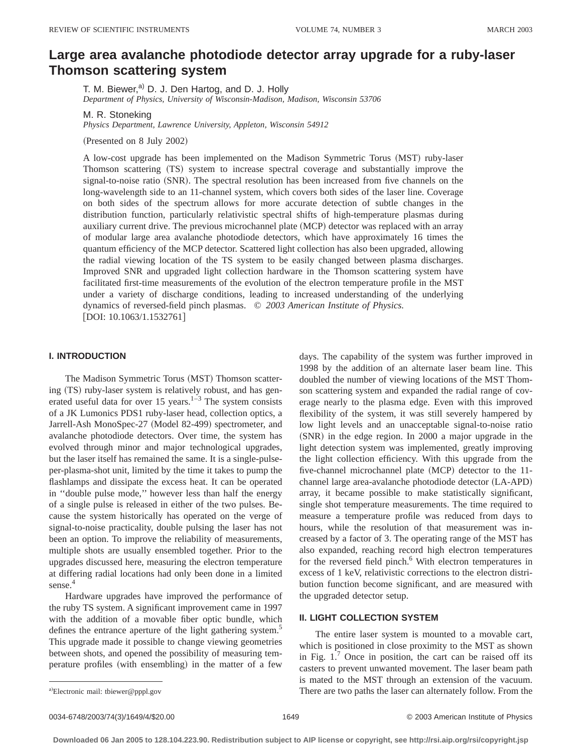# Large area avalanche photodiode detector array upgrade for a ruby-laser Thomson scattering system

T. M. Biewer,[a] D. J. Den Hartog, and D. J. Holly
*Department of Physics, University of Wisconsin-Madison, Madison, Wisconsin 53706*

M. R. Stoneking
*Physics Department, Lawrence University, Appleton, Wisconsin 54912*

(Presented on 8 July 2002)

A low-cost upgrade has been implemented on the Madison Symmetric Torus (MST) ruby-laser Thomson scattering (TS) system to increase spectral coverage and substantially improve the signal-to-noise ratio (SNR). The spectral resolution has been increased from five channels on the long-wavelength side to an 11-channel system, which covers both sides of the laser line. Coverage on both sides of the spectrum allows for more accurate detection of subtle changes in the distribution function, particularly relativistic spectral shifts of high-temperature plasmas during auxiliary current drive. The previous microchannel plate (MCP) detector was replaced with an array of modular large area avalanche photodiode detectors, which have approximately 16 times the quantum efficiency of the MCP detector. Scattered light collection has also been upgraded, allowing the radial viewing location of the TS system to be easily changed between plasma discharges. Improved SNR and upgraded light collection hardware in the Thomson scattering system have facilitated first-time measurements of the evolution of the electron temperature profile in the MST under a variety of discharge conditions, leading to increased understanding of the underlying dynamics of reversed-field pinch plasmas. © *2003 American Institute of Physics.* [DOI: 10.1063/1.1532761]

## I. INTRODUCTION

The Madison Symmetric Torus (MST) Thomson scattering (TS) ruby-laser system is relatively robust, and has generated useful data for over 15 years.[1–3] The system consists of a JK Lumonics PDS1 ruby-laser head, collection optics, a Jarrell-Ash MonoSpec-27 (Model 82-499) spectrometer, and avalanche photodiode detectors. Over time, the system has evolved through minor and major technological upgrades, but the laser itself has remained the same. It is a single-pulse-per-plasma-shot unit, limited by the time it takes to pump the flashlamps and dissipate the excess heat. It can be operated in "double pulse mode," however less than half the energy of a single pulse is released in either of the two pulses. Because the system historically has operated on the verge of signal-to-noise practicality, double pulsing the laser has not been an option. To improve the reliability of measurements, multiple shots are usually ensembled together. Prior to the upgrades discussed here, measuring the electron temperature at differing radial locations had only been done in a limited sense.[4]

Hardware upgrades have improved the performance of the ruby TS system. A significant improvement came in 1997 with the addition of a movable fiber optic bundle, which defines the entrance aperture of the light gathering system.[5] This upgrade made it possible to change viewing geometries between shots, and opened the possibility of measuring temperature profiles (with ensembling) in the matter of a few days. The capability of the system was further improved in 1998 by the addition of an alternate laser beam line. This doubled the number of viewing locations of the MST Thomson scattering system and expanded the radial range of coverage nearly to the plasma edge. Even with this improved flexibility of the system, it was still severely hampered by low light levels and an unacceptable signal-to-noise ratio (SNR) in the edge region. In 2000 a major upgrade in the light detection system was implemented, greatly improving the light collection efficiency. With this upgrade from the five-channel microchannel plate (MCP) detector to the 11-channel large area-avalanche photodiode detector (LA-APD) array, it became possible to make statistically significant, single shot temperature measurements. The time required to measure a temperature profile was reduced from days to hours, while the resolution of that measurement was increased by a factor of 3. The operating range of the MST has also expanded, reaching record high electron temperatures for the reversed field pinch.[6] With electron temperatures in excess of 1 keV, relativistic corrections to the electron distribution function become significant, and are measured with the upgraded detector setup.

## II. LIGHT COLLECTION SYSTEM

The entire laser system is mounted to a movable cart, which is positioned in close proximity to the MST as shown in Fig. 1.[7] Once in position, the cart can be raised off its casters to prevent unwanted movement. The laser beam path is mated to the MST through an extension of the vacuum. There are two paths the laser can alternately follow. From the

[a]Electronic mail: tbiewer@pppl.gov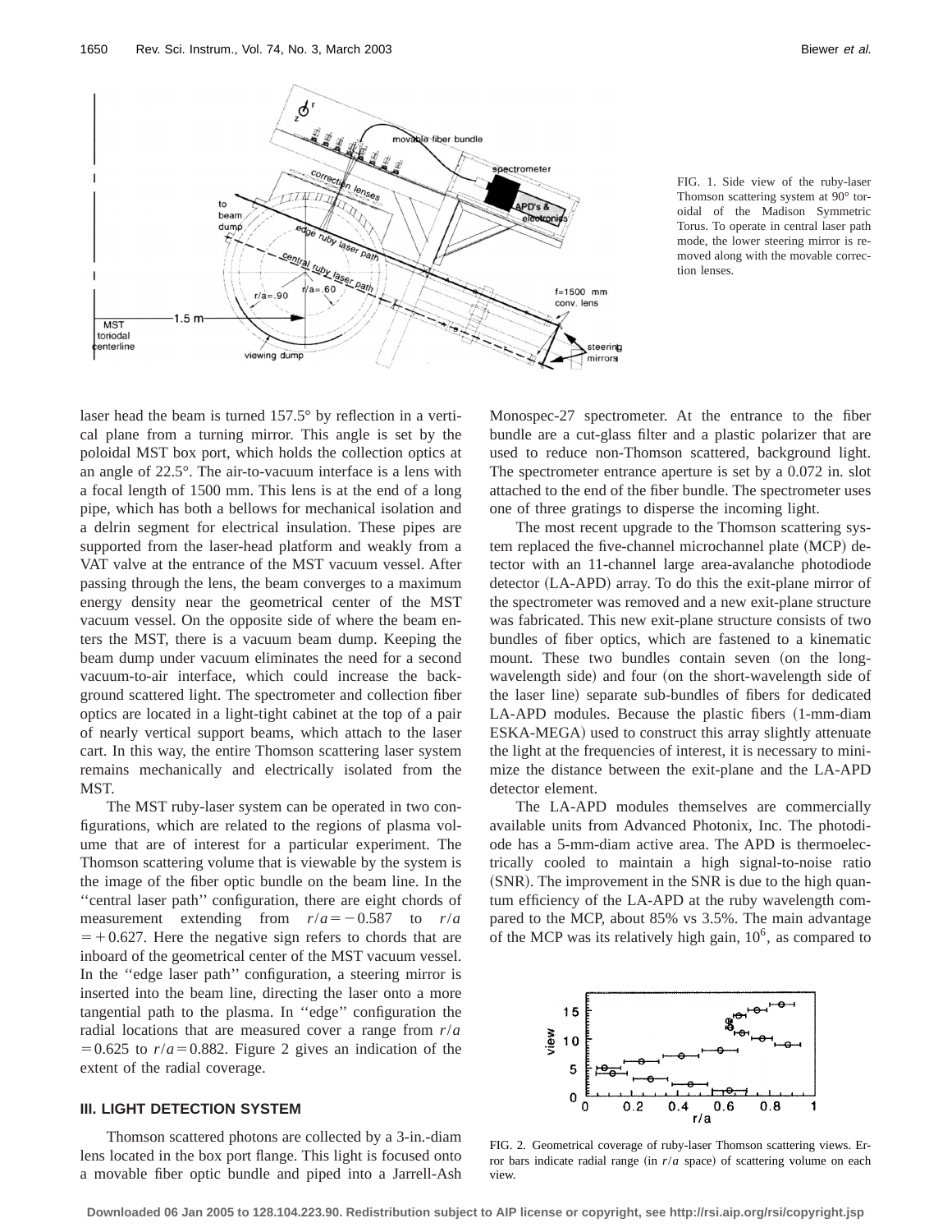FIG. 1. Side view of the ruby-laser Thomson scattering system at 90° toroidal of the Madison Symmetric Torus. To operate in central laser path mode, the lower steering mirror is removed along with the movable correction lenses.

laser head the beam is turned 157.5° by reflection in a vertical plane from a turning mirror. This angle is set by the poloidal MST box port, which holds the collection optics at an angle of 22.5°. The air-to-vacuum interface is a lens with a focal length of 1500 mm. This lens is at the end of a long pipe, which has both a bellows for mechanical isolation and a delrin segment for electrical insulation. These pipes are supported from the laser-head platform and weakly from a VAT valve at the entrance of the MST vacuum vessel. After passing through the lens, the beam converges to a maximum energy density near the geometrical center of the MST vacuum vessel. On the opposite side of where the beam enters the MST, there is a vacuum beam dump. Keeping the beam dump under vacuum eliminates the need for a second vacuum-to-air interface, which could increase the background scattered light. The spectrometer and collection fiber optics are located in a light-tight cabinet at the top of a pair of nearly vertical support beams, which attach to the laser cart. In this way, the entire Thomson scattering laser system remains mechanically and electrically isolated from the MST.

The MST ruby-laser system can be operated in two configurations, which are related to the regions of plasma volume that are of interest for a particular experiment. The Thomson scattering volume that is viewable by the system is the image of the fiber optic bundle on the beam line. In the "central laser path" configuration, there are eight chords of measurement extending from $r/a = -0.587$ to $r/a = +0.627$. Here the negative sign refers to chords that are inboard of the geometrical center of the MST vacuum vessel. In the "edge laser path" configuration, a steering mirror is inserted into the beam line, directing the laser onto a more tangential path to the plasma. In "edge" configuration the radial locations that are measured cover a range from $r/a = 0.625$ to $r/a = 0.882$. Figure 2 gives an indication of the extent of the radial coverage.

## III. LIGHT DETECTION SYSTEM

Thomson scattered photons are collected by a 3-in.-diam lens located in the box port flange. This light is focused onto a movable fiber optic bundle and piped into a Jarrell-Ash Monospec-27 spectrometer. At the entrance to the fiber bundle are a cut-glass filter and a plastic polarizer that are used to reduce non-Thomson scattered, background light. The spectrometer entrance aperture is set by a 0.072 in. slot attached to the end of the fiber bundle. The spectrometer uses one of three gratings to disperse the incoming light.

The most recent upgrade to the Thomson scattering system replaced the five-channel microchannel plate (MCP) detector with an 11-channel large area-avalanche photodiode detector (LA-APD) array. To do this the exit-plane mirror of the spectrometer was removed and a new exit-plane structure was fabricated. This new exit-plane structure consists of two bundles of fiber optics, which are fastened to a kinematic mount. These two bundles contain seven (on the long-wavelength side) and four (on the short-wavelength side of the laser line) separate sub-bundles of fibers for dedicated LA-APD modules. Because the plastic fibers (1-mm-diam ESKA-MEGA) used to construct this array slightly attenuate the light at the frequencies of interest, it is necessary to minimize the distance between the exit-plane and the LA-APD detector element.

The LA-APD modules themselves are commercially available units from Advanced Photonix, Inc. The photodiode has a 5-mm-diam active area. The APD is thermoelectrically cooled to maintain a high signal-to-noise ratio (SNR). The improvement in the SNR is due to the high quantum efficiency of the LA-APD at the ruby wavelength compared to the MCP, about 85% vs 3.5%. The main advantage of the MCP was its relatively high gain, $10^6$, as compared to

FIG. 2. Geometrical coverage of ruby-laser Thomson scattering views. Error bars indicate radial range (in $r/a$ space) of scattering volume on each view.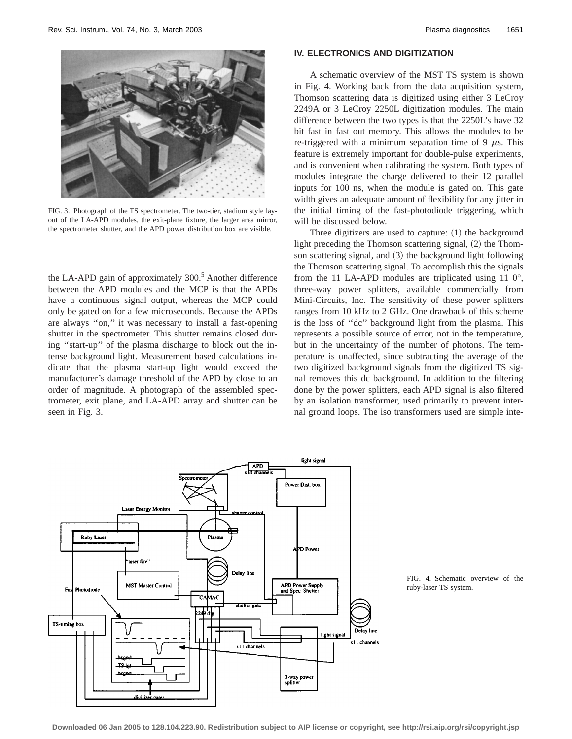FIG. 3. Photograph of the TS spectrometer. The two-tier, stadium style layout of the LA-APD modules, the exit-plane fixture, the larger area mirror, the spectrometer shutter, and the APD power distribution box are visible.

the LA-APD gain of approximately 300.[5] Another difference between the APD modules and the MCP is that the APDs have a continuous signal output, whereas the MCP could only be gated on for a few microseconds. Because the APDs are always ''on,'' it was necessary to install a fast-opening shutter in the spectrometer. This shutter remains closed during ''start-up'' of the plasma discharge to block out the intense background light. Measurement based calculations indicate that the plasma start-up light would exceed the manufacturer's damage threshold of the APD by close to an order of magnitude. A photograph of the assembled spectrometer, exit plane, and LA-APD array and shutter can be seen in Fig. 3.

## IV. ELECTRONICS AND DIGITIZATION

A schematic overview of the MST TS system is shown in Fig. 4. Working back from the data acquisition system, Thomson scattering data is digitized using either 3 LeCroy 2249A or 3 LeCroy 2250L digitization modules. The main difference between the two types is that the 2250L's have 32 bit fast in fast out memory. This allows the modules to be re-triggered with a minimum separation time of 9 $\mu$s. This feature is extremely important for double-pulse experiments, and is convenient when calibrating the system. Both types of modules integrate the charge delivered to their 12 parallel inputs for 100 ns, when the module is gated on. This gate width gives an adequate amount of flexibility for any jitter in the initial timing of the fast-photodiode triggering, which will be discussed below.

Three digitizers are used to capture: (1) the background light preceding the Thomson scattering signal, (2) the Thomson scattering signal, and (3) the background light following the Thomson scattering signal. To accomplish this the signals from the 11 LA-APD modules are triplicated using 11 0°, three-way power splitters, available commercially from Mini-Circuits, Inc. The sensitivity of these power splitters ranges from 10 kHz to 2 GHz. One drawback of this scheme is the loss of ''dc'' background light from the plasma. This represents a possible source of error, not in the temperature, but in the uncertainty of the number of photons. The temperature is unaffected, since subtracting the average of the two digitized background signals from the digitized TS signal removes this dc background. In addition to the filtering done by the power splitters, each APD signal is also filtered by an isolation transformer, used primarily to prevent internal ground loops. The iso transformers used are simple inte-

FIG. 4. Schematic overview of the ruby-laser TS system.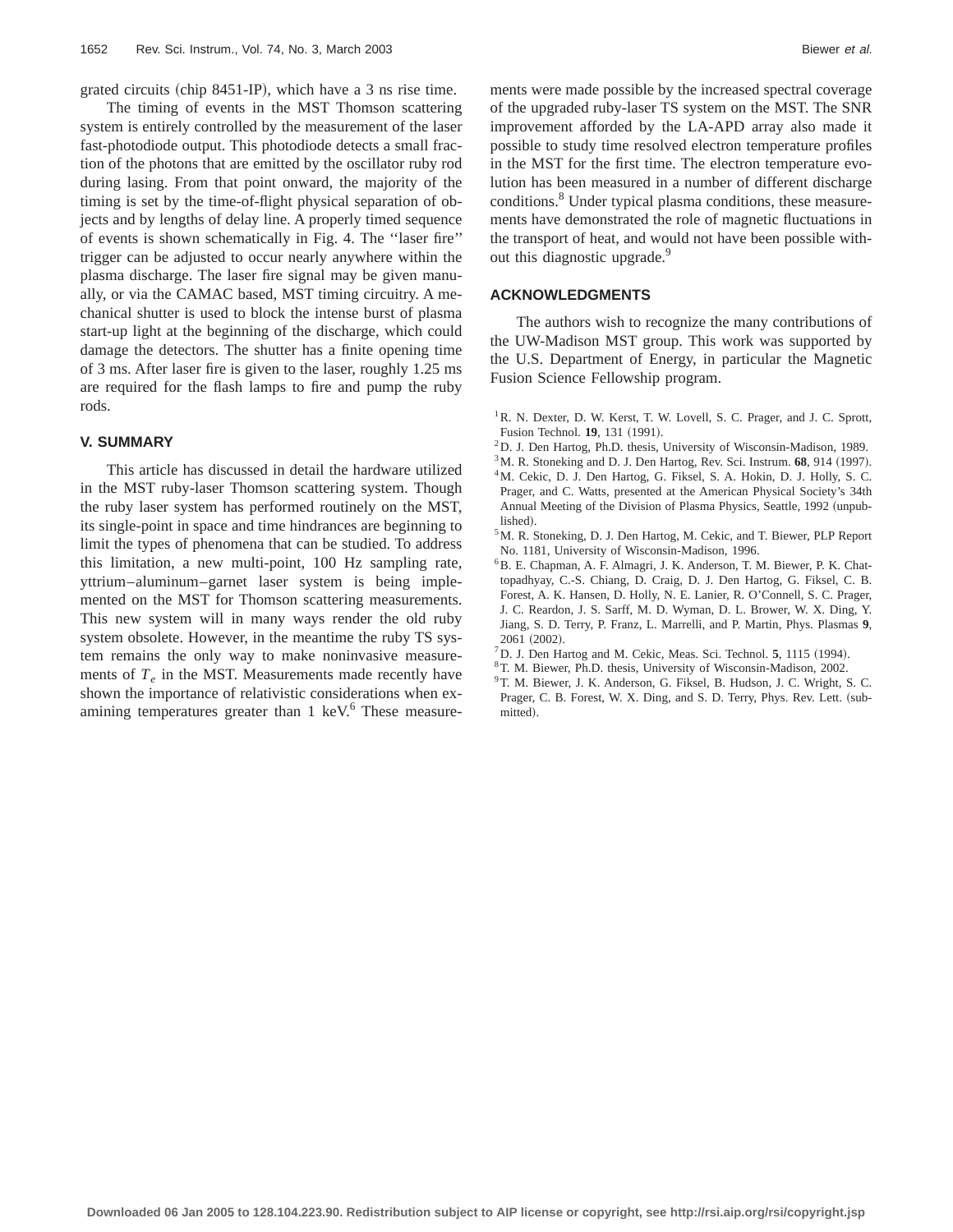grated circuits (chip 8451-IP), which have a 3 ns rise time.

The timing of events in the MST Thomson scattering system is entirely controlled by the measurement of the laser fast-photodiode output. This photodiode detects a small fraction of the photons that are emitted by the oscillator ruby rod during lasing. From that point onward, the majority of the timing is set by the time-of-flight physical separation of objects and by lengths of delay line. A properly timed sequence of events is shown schematically in Fig. 4. The ''laser fire'' trigger can be adjusted to occur nearly anywhere within the plasma discharge. The laser fire signal may be given manually, or via the CAMAC based, MST timing circuitry. A mechanical shutter is used to block the intense burst of plasma start-up light at the beginning of the discharge, which could damage the detectors. The shutter has a finite opening time of 3 ms. After laser fire is given to the laser, roughly 1.25 ms are required for the flash lamps to fire and pump the ruby rods.

## V. SUMMARY

This article has discussed in detail the hardware utilized in the MST ruby-laser Thomson scattering system. Though the ruby laser system has performed routinely on the MST, its single-point in space and time hindrances are beginning to limit the types of phenomena that can be studied. To address this limitation, a new multi-point, 100 Hz sampling rate, yttrium–aluminum–garnet laser system is being implemented on the MST for Thomson scattering measurements. This new system will in many ways render the old ruby system obsolete. However, in the meantime the ruby TS system remains the only way to make noninvasive measurements of $T_e$ in the MST. Measurements made recently have shown the importance of relativistic considerations when examining temperatures greater than 1 keV.[6] These measurements were made possible by the increased spectral coverage of the upgraded ruby-laser TS system on the MST. The SNR improvement afforded by the LA-APD array also made it possible to study time resolved electron temperature profiles in the MST for the first time. The electron temperature evolution has been measured in a number of different discharge conditions.[8] Under typical plasma conditions, these measurements have demonstrated the role of magnetic fluctuations in the transport of heat, and would not have been possible without this diagnostic upgrade.[9]

## ACKNOWLEDGMENTS

The authors wish to recognize the many contributions of the UW-Madison MST group. This work was supported by the U.S. Department of Energy, in particular the Magnetic Fusion Science Fellowship program.

[1] R. N. Dexter, D. W. Kerst, T. W. Lovell, S. C. Prager, and J. C. Sprott, Fusion Technol. **19**, 131 (1991).
[2] D. J. Den Hartog, Ph.D. thesis, University of Wisconsin-Madison, 1989.
[3] M. R. Stoneking and D. J. Den Hartog, Rev. Sci. Instrum. **68**, 914 (1997).
[4] M. Cekic, D. J. Den Hartog, G. Fiksel, S. A. Hokin, D. J. Holly, S. C. Prager, and C. Watts, presented at the American Physical Society's 34th Annual Meeting of the Division of Plasma Physics, Seattle, 1992 (unpublished).
[5] M. R. Stoneking, D. J. Den Hartog, M. Cekic, and T. Biewer, PLP Report No. 1181, University of Wisconsin-Madison, 1996.
[6] B. E. Chapman, A. F. Almagri, J. K. Anderson, T. M. Biewer, P. K. Chattopadhyay, C.-S. Chiang, D. Craig, D. J. Den Hartog, G. Fiksel, C. B. Forest, A. K. Hansen, D. Holly, N. E. Lanier, R. O'Connell, S. C. Prager, J. C. Reardon, J. S. Sarff, M. D. Wyman, D. L. Brower, W. X. Ding, Y. Jiang, S. D. Terry, P. Franz, L. Marrelli, and P. Martin, Phys. Plasmas **9**, 2061 (2002).
[7] D. J. Den Hartog and M. Cekic, Meas. Sci. Technol. **5**, 1115 (1994).
[8] T. M. Biewer, Ph.D. thesis, University of Wisconsin-Madison, 2002.
[9] T. M. Biewer, J. K. Anderson, G. Fiksel, B. Hudson, J. C. Wright, S. C. Prager, C. B. Forest, W. X. Ding, and S. D. Terry, Phys. Rev. Lett. (submitted).